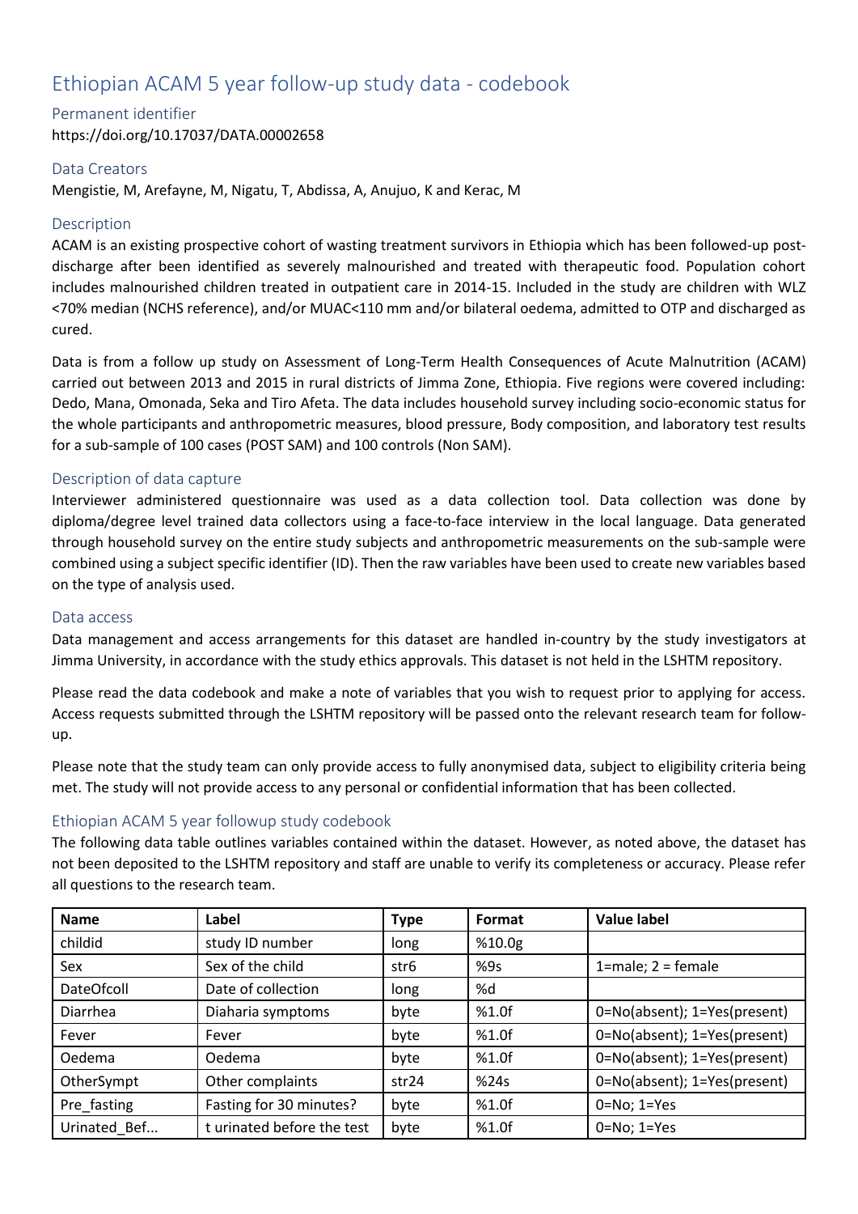# Ethiopian ACAM 5 year follow-up study data - codebook

## Permanent identifier

https://doi.org/10.17037/DATA.00002658

## Data Creators

Mengistie, M, Arefayne, M, Nigatu, T, Abdissa, A, Anujuo, K and Kerac, M

## Description

ACAM is an existing prospective cohort of wasting treatment survivors in Ethiopia which has been followed-up post-discharge after been identified as severely malnourished and treated with therapeutic food. Population cohort includes malnourished children treated in outpatient care in 2014-15. Included in the study are children with WLZ <70% median (NCHS reference), and/or MUAC<110 mm and/or bilateral oedema, admitted to OTP and discharged as cured.

Data is from a follow up study on Assessment of Long-Term Health Consequences of Acute Malnutrition (ACAM) carried out between 2013 and 2015 in rural districts of Jimma Zone, Ethiopia. Five regions were covered including: Dedo, Mana, Omonada, Seka and Tiro Afeta. The data includes household survey including socio-economic status for the whole participants and anthropometric measures, blood pressure, Body composition, and laboratory test results for a sub-sample of 100 cases (POST SAM) and 100 controls (Non SAM).

## Description of data capture

Interviewer administered questionnaire was used as a data collection tool. Data collection was done by diploma/degree level trained data collectors using a face-to-face interview in the local language. Data generated through household survey on the entire study subjects and anthropometric measurements on the sub-sample were combined using a subject specific identifier (ID). Then the raw variables have been used to create new variables based on the type of analysis used.

## Data access

Data management and access arrangements for this dataset are handled in-country by the study investigators at Jimma University, in accordance with the study ethics approvals. This dataset is not held in the LSHTM repository.

Please read the data codebook and make a note of variables that you wish to request prior to applying for access. Access requests submitted through the LSHTM repository will be passed onto the relevant research team for follow-up.

Please note that the study team can only provide access to fully anonymised data, subject to eligibility criteria being met. The study will not provide access to any personal or confidential information that has been collected.

## Ethiopian ACAM 5 year followup study codebook

The following data table outlines variables contained within the dataset. However, as noted above, the dataset has not been deposited to the LSHTM repository and staff are unable to verify its completeness or accuracy. Please refer all questions to the research team.

| Name | Label | Type | Format | Value label |
|---|---|---|---|---|
| childid | study ID number | long | %10.0g | |
| Sex | Sex of the child | str6 | %9s | 1=male; 2 = female |
| DateOfcoll | Date of collection | long | %d | |
| Diarrhea | Diaharia symptoms | byte | %1.0f | 0=No(absent); 1=Yes(present) |
| Fever | Fever | byte | %1.0f | 0=No(absent); 1=Yes(present) |
| Oedema | Oedema | byte | %1.0f | 0=No(absent); 1=Yes(present) |
| OtherSympt | Other complaints | str24 | %24s | 0=No(absent); 1=Yes(present) |
| Pre_fasting | Fasting for 30 minutes? | byte | %1.0f | 0=No; 1=Yes |
| Urinated_Bef... | t urinated before the test | byte | %1.0f | 0=No; 1=Yes |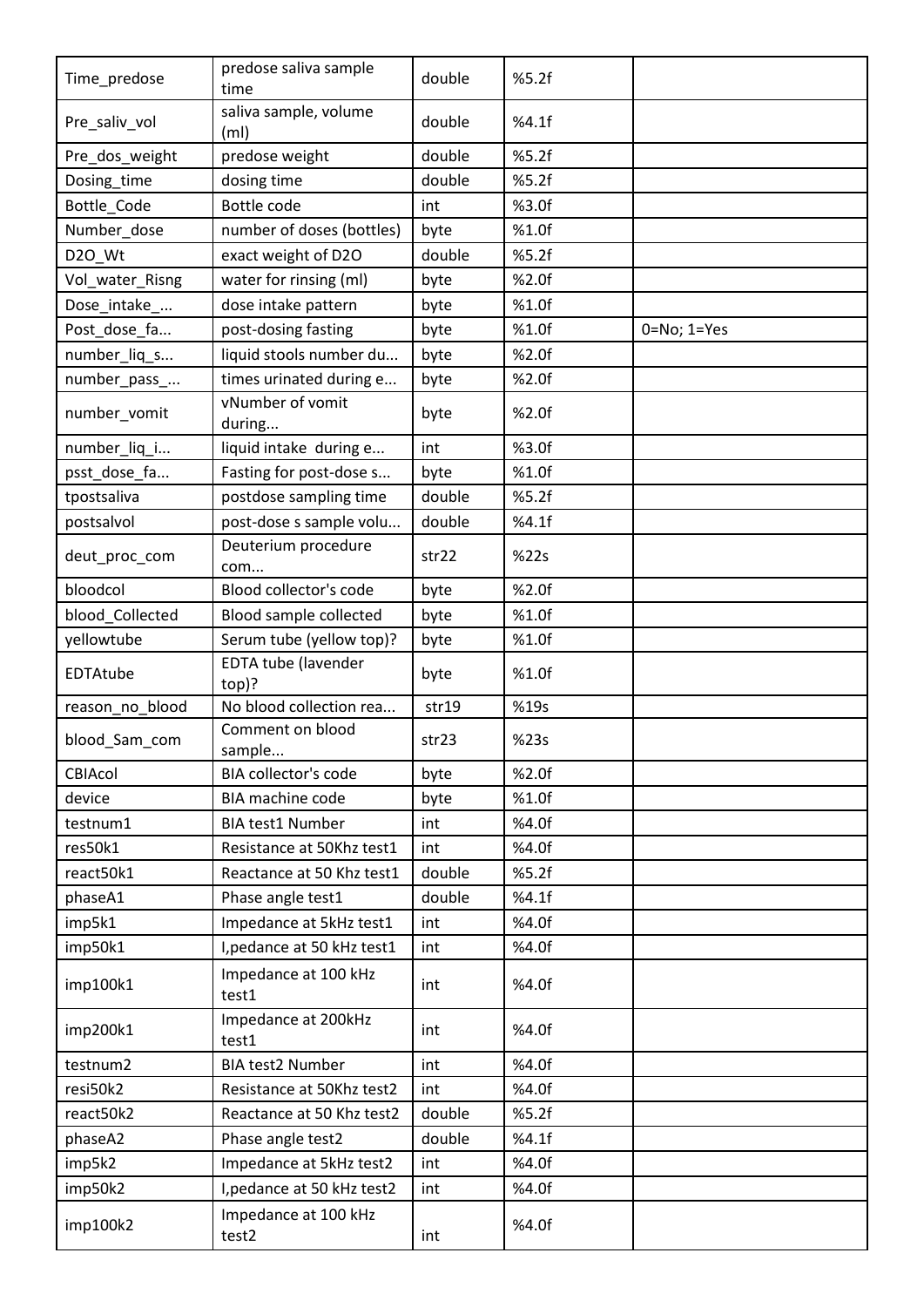| Time_predose | predose saliva sample time | double | %5.2f | |
|---|---|---|---|---|
| Pre_saliv_vol | saliva sample, volume (ml) | double | %4.1f | |
| Pre_dos_weight | predose weight | double | %5.2f | |
| Dosing_time | dosing time | double | %5.2f | |
| Bottle_Code | Bottle code | int | %3.0f | |
| Number_dose | number of doses (bottles) | byte | %1.0f | |
| D2O_Wt | exact weight of D2O | double | %5.2f | |
| Vol_water_Risng | water for rinsing (ml) | byte | %2.0f | |
| Dose_intake_... | dose intake pattern | byte | %1.0f | |
| Post_dose_fa... | post-dosing fasting | byte | %1.0f | 0=No; 1=Yes |
| number_liq_s... | liquid stools number du... | byte | %2.0f | |
| number_pass_... | times urinated during e... | byte | %2.0f | |
| number_vomit | vNumber of vomit during... | byte | %2.0f | |
| number_liq_i... | liquid intake during e... | int | %3.0f | |
| psst_dose_fa... | Fasting for post-dose s... | byte | %1.0f | |
| tpostsaliva | postdose sampling time | double | %5.2f | |
| postsalvol | post-dose s sample volu... | double | %4.1f | |
| deut_proc_com | Deuterium procedure com... | str22 | %22s | |
| bloodcol | Blood collector's code | byte | %2.0f | |
| blood_Collected | Blood sample collected | byte | %1.0f | |
| yellowtube | Serum tube (yellow top)? | byte | %1.0f | |
| EDTAtube | EDTA tube (lavender top)? | byte | %1.0f | |
| reason_no_blood | No blood collection rea... | str19 | %19s | |
| blood_Sam_com | Comment on blood sample... | str23 | %23s | |
| CBIAcol | BIA collector's code | byte | %2.0f | |
| device | BIA machine code | byte | %1.0f | |
| testnum1 | BIA test1 Number | int | %4.0f | |
| res50k1 | Resistance at 50Khz test1 | int | %4.0f | |
| react50k1 | Reactance at 50 Khz test1 | double | %5.2f | |
| phaseA1 | Phase angle test1 | double | %4.1f | |
| imp5k1 | Impedance at 5kHz test1 | int | %4.0f | |
| imp50k1 | I,pedance at 50 kHz test1 | int | %4.0f | |
| imp100k1 | Impedance at 100 kHz test1 | int | %4.0f | |
| imp200k1 | Impedance at 200kHz test1 | int | %4.0f | |
| testnum2 | BIA test2 Number | int | %4.0f | |
| resi50k2 | Resistance at 50Khz test2 | int | %4.0f | |
| react50k2 | Reactance at 50 Khz test2 | double | %5.2f | |
| phaseA2 | Phase angle test2 | double | %4.1f | |
| imp5k2 | Impedance at 5kHz test2 | int | %4.0f | |
| imp50k2 | I,pedance at 50 kHz test2 | int | %4.0f | |
| imp100k2 | Impedance at 100 kHz test2 | int | %4.0f | |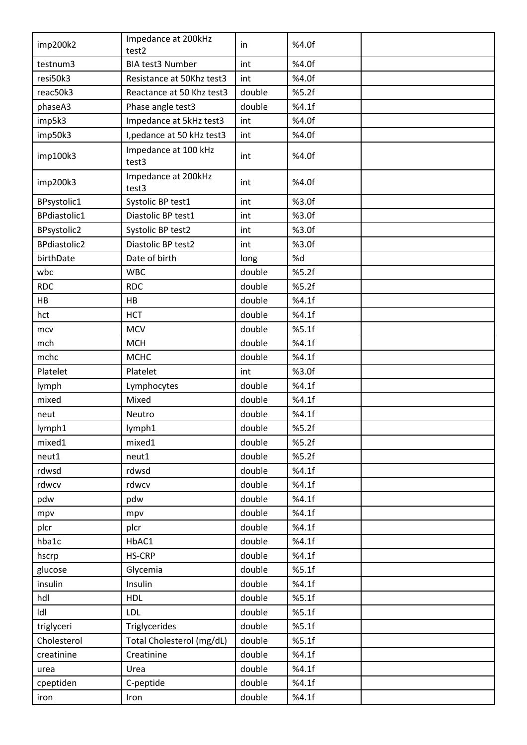| imp200k2 | Impedance at 200kHz test2 | in | %4.0f | |
|---|---|---|---|---|
| testnum3 | BIA test3 Number | int | %4.0f | |
| resi50k3 | Resistance at 50Khz test3 | int | %4.0f | |
| reac50k3 | Reactance at 50 Khz test3 | double | %5.2f | |
| phaseA3 | Phase angle test3 | double | %4.1f | |
| imp5k3 | Impedance at 5kHz test3 | int | %4.0f | |
| imp50k3 | I,pedance at 50 kHz test3 | int | %4.0f | |
| imp100k3 | Impedance at 100 kHz test3 | int | %4.0f | |
| imp200k3 | Impedance at 200kHz test3 | int | %4.0f | |
| BPsystolic1 | Systolic BP test1 | int | %3.0f | |
| BPdiastolic1 | Diastolic BP test1 | int | %3.0f | |
| BPsystolic2 | Systolic BP test2 | int | %3.0f | |
| BPdiastolic2 | Diastolic BP test2 | int | %3.0f | |
| birthDate | Date of birth | long | %d | |
| wbc | WBC | double | %5.2f | |
| RDC | RDC | double | %5.2f | |
| HB | HB | double | %4.1f | |
| hct | HCT | double | %4.1f | |
| mcv | MCV | double | %5.1f | |
| mch | MCH | double | %4.1f | |
| mchc | MCHC | double | %4.1f | |
| Platelet | Platelet | int | %3.0f | |
| lymph | Lymphocytes | double | %4.1f | |
| mixed | Mixed | double | %4.1f | |
| neut | Neutro | double | %4.1f | |
| lymph1 | lymph1 | double | %5.2f | |
| mixed1 | mixed1 | double | %5.2f | |
| neut1 | neut1 | double | %5.2f | |
| rdwsd | rdwsd | double | %4.1f | |
| rdwcv | rdwcv | double | %4.1f | |
| pdw | pdw | double | %4.1f | |
| mpv | mpv | double | %4.1f | |
| plcr | plcr | double | %4.1f | |
| hba1c | HbAC1 | double | %4.1f | |
| hscrp | HS-CRP | double | %4.1f | |
| glucose | Glycemia | double | %5.1f | |
| insulin | Insulin | double | %4.1f | |
| hdl | HDL | double | %5.1f | |
| ldl | LDL | double | %5.1f | |
| triglyceri | Triglycerides | double | %5.1f | |
| Cholesterol | Total Cholesterol (mg/dL) | double | %5.1f | |
| creatinine | Creatinine | double | %4.1f | |
| urea | Urea | double | %4.1f | |
| cpeptiden | C-peptide | double | %4.1f | |
| iron | Iron | double | %4.1f | |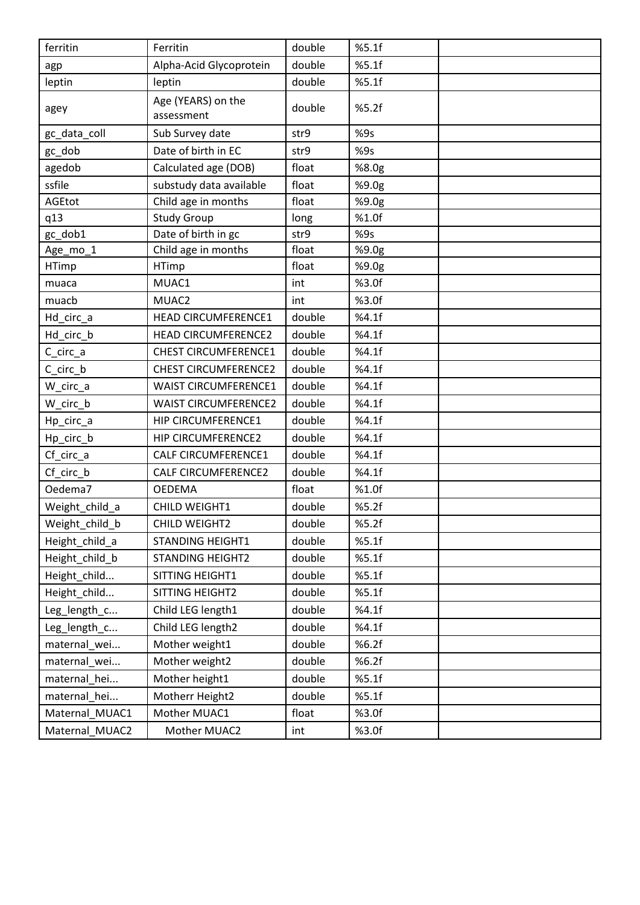| | | | | |
|---|---|---|---|---|
| ferritin | Ferritin | double | %5.1f | |
| agp | Alpha-Acid Glycoprotein | double | %5.1f | |
| leptin | leptin | double | %5.1f | |
| agey | Age (YEARS) on the assessment | double | %5.2f | |
| gc_data_coll | Sub Survey date | str9 | %9s | |
| gc_dob | Date of birth in EC | str9 | %9s | |
| agedob | Calculated age (DOB) | float | %8.0g | |
| ssfile | substudy data available | float | %9.0g | |
| AGEtot | Child age in months | float | %9.0g | |
| q13 | Study Group | long | %1.0f | |
| gc_dob1 | Date of birth in gc | str9 | %9s | |
| Age_mo_1 | Child age in months | float | %9.0g | |
| HTimp | HTimp | float | %9.0g | |
| muaca | MUAC1 | int | %3.0f | |
| muacb | MUAC2 | int | %3.0f | |
| Hd_circ_a | HEAD CIRCUMFERENCE1 | double | %4.1f | |
| Hd_circ_b | HEAD CIRCUMFERENCE2 | double | %4.1f | |
| C_circ_a | CHEST CIRCUMFERENCE1 | double | %4.1f | |
| C_circ_b | CHEST CIRCUMFERENCE2 | double | %4.1f | |
| W_circ_a | WAIST CIRCUMFERENCE1 | double | %4.1f | |
| W_circ_b | WAIST CIRCUMFERENCE2 | double | %4.1f | |
| Hp_circ_a | HIP CIRCUMFERENCE1 | double | %4.1f | |
| Hp_circ_b | HIP CIRCUMFERENCE2 | double | %4.1f | |
| Cf_circ_a | CALF CIRCUMFERENCE1 | double | %4.1f | |
| Cf_circ_b | CALF CIRCUMFERENCE2 | double | %4.1f | |
| Oedema7 | OEDEMA | float | %1.0f | |
| Weight_child_a | CHILD WEIGHT1 | double | %5.2f | |
| Weight_child_b | CHILD WEIGHT2 | double | %5.2f | |
| Height_child_a | STANDING HEIGHT1 | double | %5.1f | |
| Height_child_b | STANDING HEIGHT2 | double | %5.1f | |
| Height_child... | SITTING HEIGHT1 | double | %5.1f | |
| Height_child... | SITTING HEIGHT2 | double | %5.1f | |
| Leg_length_c... | Child LEG length1 | double | %4.1f | |
| Leg_length_c... | Child LEG length2 | double | %4.1f | |
| maternal_wei... | Mother weight1 | double | %6.2f | |
| maternal_wei... | Mother weight2 | double | %6.2f | |
| maternal_hei... | Mother height1 | double | %5.1f | |
| maternal_hei... | Motherr Height2 | double | %5.1f | |
| Maternal_MUAC1 | Mother MUAC1 | float | %3.0f | |
| Maternal_MUAC2 | Mother MUAC2 | int | %3.0f | |